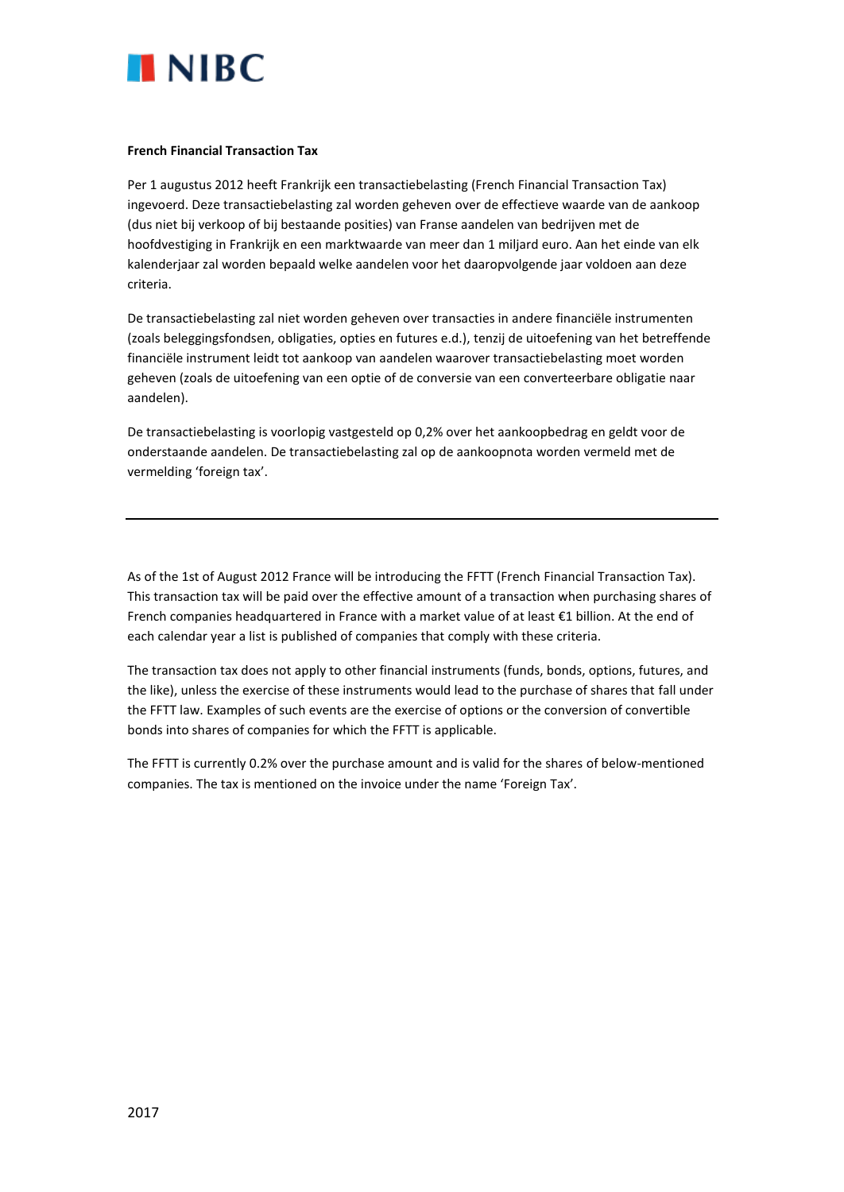**French Financial Transaction Tax**

Per 1 augustus 2012 heeft Frankrijk een transactiebelasting (French Financial Transaction Tax) ingevoerd. Deze transactiebelasting zal worden geheven over de effectieve waarde van de aankoop (dus niet bij verkoop of bij bestaande posities) van Franse aandelen van bedrijven met de hoofdvestiging in Frankrijk en een marktwaarde van meer dan 1 miljard euro. Aan het einde van elk kalenderjaar zal worden bepaald welke aandelen voor het daaropvolgende jaar voldoen aan deze criteria.

De transactiebelasting zal niet worden geheven over transacties in andere financiële instrumenten (zoals beleggingsfondsen, obligaties, opties en futures e.d.), tenzij de uitoefening van het betreffende financiële instrument leidt tot aankoop van aandelen waarover transactiebelasting moet worden geheven (zoals de uitoefening van een optie of de conversie van een converteerbare obligatie naar aandelen).

De transactiebelasting is voorlopig vastgesteld op 0,2% over het aankoopbedrag en geldt voor de onderstaande aandelen. De transactiebelasting zal op de aankoopnota worden vermeld met de vermelding 'foreign tax'.

---

As of the 1st of August 2012 France will be introducing the FFTT (French Financial Transaction Tax). This transaction tax will be paid over the effective amount of a transaction when purchasing shares of French companies headquartered in France with a market value of at least €1 billion. At the end of each calendar year a list is published of companies that comply with these criteria.

The transaction tax does not apply to other financial instruments (funds, bonds, options, futures, and the like), unless the exercise of these instruments would lead to the purchase of shares that fall under the FFTT law. Examples of such events are the exercise of options or the conversion of convertible bonds into shares of companies for which the FFTT is applicable.

The FFTT is currently 0.2% over the purchase amount and is valid for the shares of below-mentioned companies. The tax is mentioned on the invoice under the name 'Foreign Tax'.

2017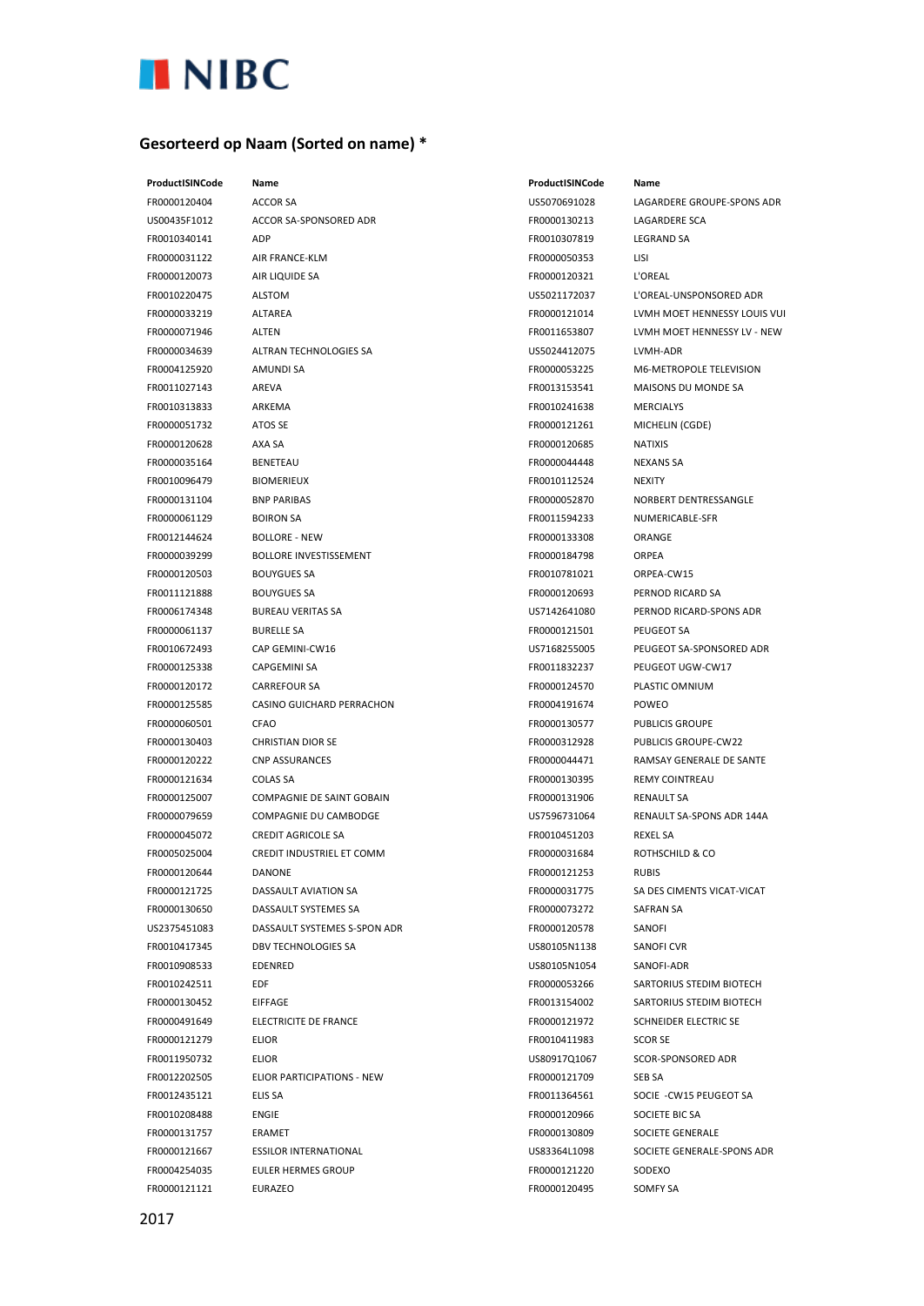# NIBC

## Gesorteerd op Naam (Sorted on name) *

| ProductISINCode | Name |
|---|---|
| FR0000120404 | ACCOR SA |
| US00435F1012 | ACCOR SA-SPONSORED ADR |
| FR0010340141 | ADP |
| FR0000031122 | AIR FRANCE-KLM |
| FR0000120073 | AIR LIQUIDE SA |
| FR0010220475 | ALSTOM |
| FR0000033219 | ALTAREA |
| FR0000071946 | ALTEN |
| FR0000034639 | ALTRAN TECHNOLOGIES SA |
| FR0004125920 | AMUNDI SA |
| FR0011027143 | AREVA |
| FR0010313833 | ARKEMA |
| FR0000051732 | ATOS SE |
| FR0000120628 | AXA SA |
| FR0000035164 | BENETEAU |
| FR0010096479 | BIOMERIEUX |
| FR0000131104 | BNP PARIBAS |
| FR0000061129 | BOIRON SA |
| FR0012144624 | BOLLORE - NEW |
| FR0000039299 | BOLLORE INVESTISSEMENT |
| FR0000120503 | BOUYGUES SA |
| FR0011121888 | BOUYGUES SA |
| FR0006174348 | BUREAU VERITAS SA |
| FR0000061137 | BURELLE SA |
| FR0010672493 | CAP GEMINI-CW16 |
| FR0000125338 | CAPGEMINI SA |
| FR0000120172 | CARREFOUR SA |
| FR0000125585 | CASINO GUICHARD PERRACHON |
| FR0000060501 | CFAO |
| FR0000130403 | CHRISTIAN DIOR SE |
| FR0000120222 | CNP ASSURANCES |
| FR0000121634 | COLAS SA |
| FR0000125007 | COMPAGNIE DE SAINT GOBAIN |
| FR0000079659 | COMPAGNIE DU CAMBODGE |
| FR0000045072 | CREDIT AGRICOLE SA |
| FR0005025004 | CREDIT INDUSTRIEL ET COMM |
| FR0000120644 | DANONE |
| FR0000121725 | DASSAULT AVIATION SA |
| FR0000130650 | DASSAULT SYSTEMES SA |
| US2375451083 | DASSAULT SYSTEMES S-SPON ADR |
| FR0010417345 | DBV TECHNOLOGIES SA |
| FR0010908533 | EDENRED |
| FR0010242511 | EDF |
| FR0000130452 | EIFFAGE |
| FR0000491649 | ELECTRICITE DE FRANCE |
| FR0000121279 | ELIOR |
| FR0011950732 | ELIOR |
| FR0012202505 | ELIOR PARTICIPATIONS - NEW |
| FR0012435121 | ELIS SA |
| FR0010208488 | ENGIE |
| FR0000131757 | ERAMET |
| FR0000121667 | ESSILOR INTERNATIONAL |
| FR0004254035 | EULER HERMES GROUP |
| FR0000121121 | EURAZEO |
| US5070691028 | LAGARDERE GROUPE-SPONS ADR |
| FR0000130213 | LAGARDERE SCA |
| FR0010307819 | LEGRAND SA |
| FR0000050353 | LISI |
| FR0000120321 | L'OREAL |
| US5021172037 | L'OREAL-UNSPONSORED ADR |
| FR0000121014 | LVMH MOET HENNESSY LOUIS VUI |
| FR0011653807 | LVMH MOET HENNESSY LV - NEW |
| US5024412075 | LVMH-ADR |
| FR0000053225 | M6-METROPOLE TELEVISION |
| FR0013153541 | MAISONS DU MONDE SA |
| FR0010241638 | MERCIALYS |
| FR0000121261 | MICHELIN (CGDE) |
| FR0000120685 | NATIXIS |
| FR0000044448 | NEXANS SA |
| FR0010112524 | NEXITY |
| FR0000052870 | NORBERT DENTRESSANGLE |
| FR0011594233 | NUMERICABLE-SFR |
| FR0000133308 | ORANGE |
| FR0000184798 | ORPEA |
| FR0010781021 | ORPEA-CW15 |
| FR0000120693 | PERNOD RICARD SA |
| US7142641080 | PERNOD RICARD-SPONS ADR |
| FR0000121501 | PEUGEOT SA |
| US7168255005 | PEUGEOT SA-SPONSORED ADR |
| FR0011832237 | PEUGEOT UGW-CW17 |
| FR0000124570 | PLASTIC OMNIUM |
| FR0004191674 | POWEO |
| FR0000130577 | PUBLICIS GROUPE |
| FR0000312928 | PUBLICIS GROUPE-CW22 |
| FR0000044471 | RAMSAY GENERALE DE SANTE |
| FR0000130395 | REMY COINTREAU |
| FR0000131906 | RENAULT SA |
| US7596731064 | RENAULT SA-SPONS ADR 144A |
| FR0010451203 | REXEL SA |
| FR0000031684 | ROTHSCHILD & CO |
| FR0000121253 | RUBIS |
| FR0000031775 | SA DES CIMENTS VICAT-VICAT |
| FR0000073272 | SAFRAN SA |
| FR0000120578 | SANOFI |
| US80105N1138 | SANOFI CVR |
| US80105N1054 | SANOFI-ADR |
| FR0000053266 | SARTORIUS STEDIM BIOTECH |
| FR0013154002 | SARTORIUS STEDIM BIOTECH |
| FR0000121972 | SCHNEIDER ELECTRIC SE |
| FR0010411983 | SCOR SE |
| US80917Q1067 | SCOR-SPONSORED ADR |
| FR0000121709 | SEB SA |
| FR0011364561 | SOCIE -CW15 PEUGEOT SA |
| FR0000120966 | SOCIETE BIC SA |
| FR0000130809 | SOCIETE GENERALE |
| US83364L1098 | SOCIETE GENERALE-SPONS ADR |
| FR0000121220 | SODEXO |
| FR0000120495 | SOMFY SA |

2017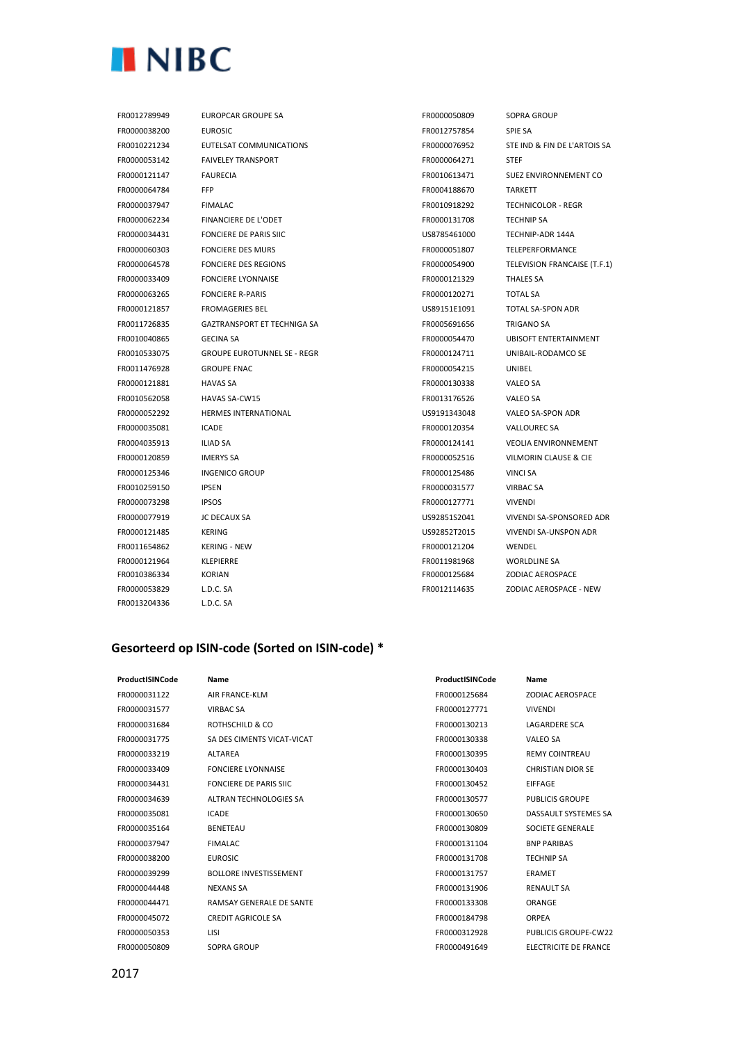| | | | |
|---|---|---|---|
| FR0012789949 | EUROPCAR GROUPE SA | FR0000050809 | SOPRA GROUP |
| FR0000038200 | EUROSIC | FR0012757854 | SPIE SA |
| FR0010221234 | EUTELSAT COMMUNICATIONS | FR0000076952 | STE IND & FIN DE L'ARTOIS SA |
| FR0000053142 | FAIVELEY TRANSPORT | FR0000064271 | STEF |
| FR0000121147 | FAURECIA | FR0010613471 | SUEZ ENVIRONNEMENT CO |
| FR0000064784 | FFP | FR0004188670 | TARKETT |
| FR0000037947 | FIMALAC | FR0010918292 | TECHNICOLOR - REGR |
| FR0000062234 | FINANCIERE DE L'ODET | FR0000131708 | TECHNIP SA |
| FR0000034431 | FONCIERE DE PARIS SIIC | US8785461000 | TECHNIP-ADR 144A |
| FR0000060303 | FONCIERE DES MURS | FR0000051807 | TELEPERFORMANCE |
| FR0000064578 | FONCIERE DES REGIONS | FR0000054900 | TELEVISION FRANCAISE (T.F.1) |
| FR0000033409 | FONCIERE LYONNAISE | FR0000121329 | THALES SA |
| FR0000063265 | FONCIERE R-PARIS | FR0000120271 | TOTAL SA |
| FR0000121857 | FROMAGERIES BEL | US89151E1091 | TOTAL SA-SPON ADR |
| FR0011726835 | GAZTRANSPORT ET TECHNIGA SA | FR0005691656 | TRIGANO SA |
| FR0010040865 | GECINA SA | FR0000054470 | UBISOFT ENTERTAINMENT |
| FR0010533075 | GROUPE EUROTUNNEL SE - REGR | FR0000124711 | UNIBAIL-RODAMCO SE |
| FR0011476928 | GROUPE FNAC | FR0000054215 | UNIBEL |
| FR0000121881 | HAVAS SA | FR0000130338 | VALEO SA |
| FR0010562058 | HAVAS SA-CW15 | FR0013176526 | VALEO SA |
| FR0000052292 | HERMES INTERNATIONAL | US9191343048 | VALEO SA-SPON ADR |
| FR0000035081 | ICADE | FR0000120354 | VALLOUREC SA |
| FR0004035913 | ILIAD SA | FR0000124141 | VEOLIA ENVIRONNEMENT |
| FR0000120859 | IMERYS SA | FR0000052516 | VILMORIN CLAUSE & CIE |
| FR0000125346 | INGENICO GROUP | FR0000125486 | VINCI SA |
| FR0010259150 | IPSEN | FR0000031577 | VIRBAC SA |
| FR0000073298 | IPSOS | FR0000127771 | VIVENDI |
| FR0000077919 | JC DECAUX SA | US92851S2041 | VIVENDI SA-SPONSORED ADR |
| FR0000121485 | KERING | US92852T2015 | VIVENDI SA-UNSPON ADR |
| FR0011654862 | KERING - NEW | FR0000121204 | WENDEL |
| FR0000121964 | KLEPIERRE | FR0011981968 | WORLDLINE SA |
| FR0010386334 | KORIAN | FR0000125684 | ZODIAC AEROSPACE |
| FR0000053829 | L.D.C. SA | FR0012114635 | ZODIAC AEROSPACE - NEW |
| FR0013204336 | L.D.C. SA | | |

## Gesorteerd op ISIN-code (Sorted on ISIN-code) *

| ProductISINCode | Name | ProductISINCode | Name |
|---|---|---|---|
| FR0000031122 | AIR FRANCE-KLM | FR0000125684 | ZODIAC AEROSPACE |
| FR0000031577 | VIRBAC SA | FR0000127771 | VIVENDI |
| FR0000031684 | ROTHSCHILD & CO | FR0000130213 | LAGARDERE SCA |
| FR0000031775 | SA DES CIMENTS VICAT-VICAT | FR0000130338 | VALEO SA |
| FR0000033219 | ALTAREA | FR0000130395 | REMY COINTREAU |
| FR0000033409 | FONCIERE LYONNAISE | FR0000130403 | CHRISTIAN DIOR SE |
| FR0000034431 | FONCIERE DE PARIS SIIC | FR0000130452 | EIFFAGE |
| FR0000034639 | ALTRAN TECHNOLOGIES SA | FR0000130577 | PUBLICIS GROUPE |
| FR0000035081 | ICADE | FR0000130650 | DASSAULT SYSTEMES SA |
| FR0000035164 | BENETEAU | FR0000130809 | SOCIETE GENERALE |
| FR0000037947 | FIMALAC | FR0000131104 | BNP PARIBAS |
| FR0000038200 | EUROSIC | FR0000131708 | TECHNIP SA |
| FR0000039299 | BOLLORE INVESTISSEMENT | FR0000131757 | ERAMET |
| FR0000044448 | NEXANS SA | FR0000131906 | RENAULT SA |
| FR0000044471 | RAMSAY GENERALE DE SANTE | FR0000133308 | ORANGE |
| FR0000045072 | CREDIT AGRICOLE SA | FR0000184798 | ORPEA |
| FR0000050353 | LISI | FR0000312928 | PUBLICIS GROUPE-CW22 |
| FR0000050809 | SOPRA GROUP | FR0000491649 | ELECTRICITE DE FRANCE |

2017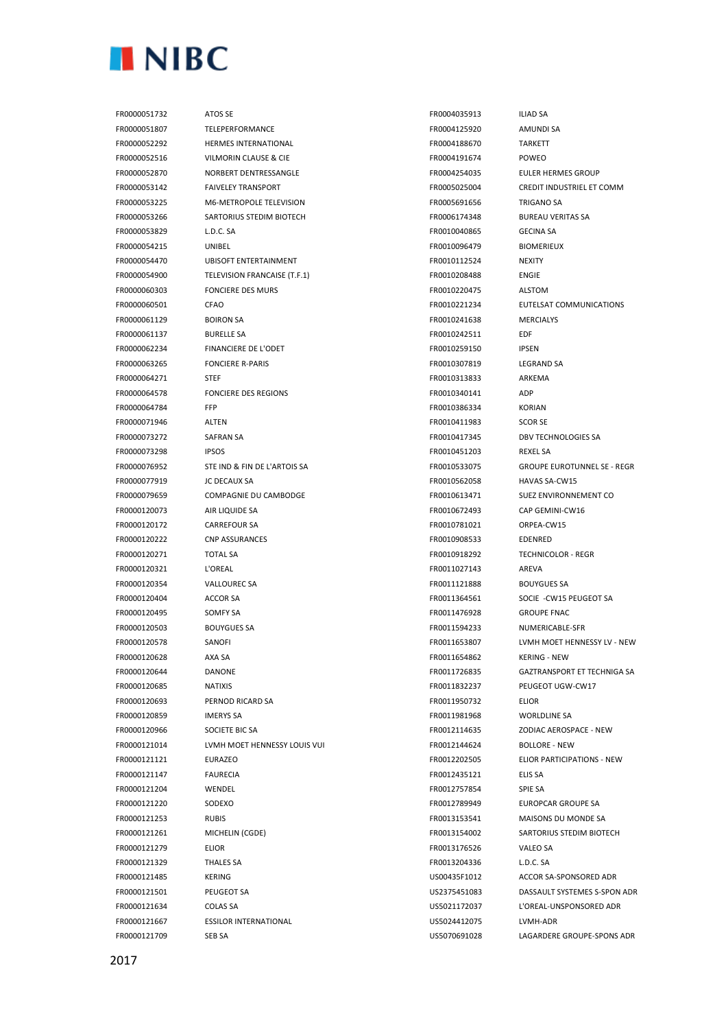| | |
|---|---|
| FR0000051732 | ATOS SE |
| FR0000051807 | TELEPERFORMANCE |
| FR0000052292 | HERMES INTERNATIONAL |
| FR0000052516 | VILMORIN CLAUSE & CIE |
| FR0000052870 | NORBERT DENTRESSANGLE |
| FR0000053142 | FAIVELEY TRANSPORT |
| FR0000053225 | M6-METROPOLE TELEVISION |
| FR0000053266 | SARTORIUS STEDIM BIOTECH |
| FR0000053829 | L.D.C. SA |
| FR0000054215 | UNIBEL |
| FR0000054470 | UBISOFT ENTERTAINMENT |
| FR0000054900 | TELEVISION FRANCAISE (T.F.1) |
| FR0000060303 | FONCIERE DES MURS |
| FR0000060501 | CFAO |
| FR0000061129 | BOIRON SA |
| FR0000061137 | BURELLE SA |
| FR0000062234 | FINANCIERE DE L'ODET |
| FR0000063265 | FONCIERE R-PARIS |
| FR0000064271 | STEF |
| FR0000064578 | FONCIERE DES REGIONS |
| FR0000064784 | FFP |
| FR0000071946 | ALTEN |
| FR0000073272 | SAFRAN SA |
| FR0000073298 | IPSOS |
| FR0000076952 | STE IND & FIN DE L'ARTOIS SA |
| FR0000077919 | JC DECAUX SA |
| FR0000079659 | COMPAGNIE DU CAMBODGE |
| FR0000120073 | AIR LIQUIDE SA |
| FR0000120172 | CARREFOUR SA |
| FR0000120222 | CNP ASSURANCES |
| FR0000120271 | TOTAL SA |
| FR0000120321 | L'OREAL |
| FR0000120354 | VALLOUREC SA |
| FR0000120404 | ACCOR SA |
| FR0000120495 | SOMFY SA |
| FR0000120503 | BOUYGUES SA |
| FR0000120578 | SANOFI |
| FR0000120628 | AXA SA |
| FR0000120644 | DANONE |
| FR0000120685 | NATIXIS |
| FR0000120693 | PERNOD RICARD SA |
| FR0000120859 | IMERYS SA |
| FR0000120966 | SOCIETE BIC SA |
| FR0000121014 | LVMH MOET HENNESSY LOUIS VUI |
| FR0000121121 | EURAZEO |
| FR0000121147 | FAURECIA |
| FR0000121204 | WENDEL |
| FR0000121220 | SODEXO |
| FR0000121253 | RUBIS |
| FR0000121261 | MICHELIN (CGDE) |
| FR0000121279 | ELIOR |
| FR0000121329 | THALES SA |
| FR0000121485 | KERING |
| FR0000121501 | PEUGEOT SA |
| FR0000121634 | COLAS SA |
| FR0000121667 | ESSILOR INTERNATIONAL |
| FR0000121709 | SEB SA |
| FR0004035913 | ILIAD SA |
| FR0004125920 | AMUNDI SA |
| FR0004188670 | TARKETT |
| FR0004191674 | POWEO |
| FR0004254035 | EULER HERMES GROUP |
| FR0005025004 | CREDIT INDUSTRIEL ET COMM |
| FR0005691656 | TRIGANO SA |
| FR0006174348 | BUREAU VERITAS SA |
| FR0010040865 | GECINA SA |
| FR0010096479 | BIOMERIEUX |
| FR0010112524 | NEXITY |
| FR0010208488 | ENGIE |
| FR0010220475 | ALSTOM |
| FR0010221234 | EUTELSAT COMMUNICATIONS |
| FR0010241638 | MERCIALYS |
| FR0010242511 | EDF |
| FR0010259150 | IPSEN |
| FR0010307819 | LEGRAND SA |
| FR0010313833 | ARKEMA |
| FR0010340141 | ADP |
| FR0010386334 | KORIAN |
| FR0010411983 | SCOR SE |
| FR0010417345 | DBV TECHNOLOGIES SA |
| FR0010451203 | REXEL SA |
| FR0010533075 | GROUPE EUROTUNNEL SE - REGR |
| FR0010562058 | HAVAS SA-CW15 |
| FR0010613471 | SUEZ ENVIRONNEMENT CO |
| FR0010672493 | CAP GEMINI-CW16 |
| FR0010781021 | ORPEA-CW15 |
| FR0010908533 | EDENRED |
| FR0010918292 | TECHNICOLOR - REGR |
| FR0011027143 | AREVA |
| FR0011121888 | BOUYGUES SA |
| FR0011364561 | SOCIE -CW15 PEUGEOT SA |
| FR0011476928 | GROUPE FNAC |
| FR0011594233 | NUMERICABLE-SFR |
| FR0011653807 | LVMH MOET HENNESSY LV - NEW |
| FR0011654862 | KERING - NEW |
| FR0011726835 | GAZTRANSPORT ET TECHNIGA SA |
| FR0011832237 | PEUGEOT UGW-CW17 |
| FR0011950732 | ELIOR |
| FR0011981968 | WORLDLINE SA |
| FR0012114635 | ZODIAC AEROSPACE - NEW |
| FR0012144624 | BOLLORE - NEW |
| FR0012202505 | ELIOR PARTICIPATIONS - NEW |
| FR0012435121 | ELIS SA |
| FR0012757854 | SPIE SA |
| FR0012789949 | EUROPCAR GROUPE SA |
| FR0013153541 | MAISONS DU MONDE SA |
| FR0013154002 | SARTORIUS STEDIM BIOTECH |
| FR0013176526 | VALEO SA |
| FR0013204336 | L.D.C. SA |
| US00435F1012 | ACCOR SA-SPONSORED ADR |
| US2375451083 | DASSAULT SYSTEMES S-SPON ADR |
| US5021172037 | L'OREAL-UNSPONSORED ADR |
| US5024412075 | LVMH-ADR |
| US5070691028 | LAGARDERE GROUPE-SPONS ADR |

2017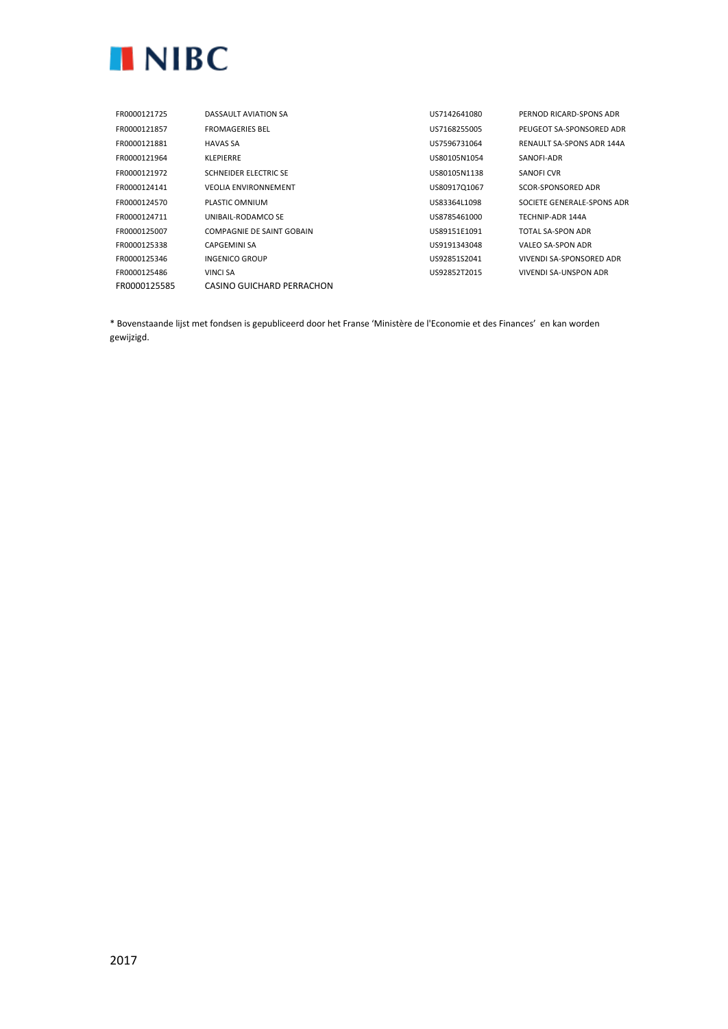| | | | |
|---|---|---|---|
| FR0000121725 | DASSAULT AVIATION SA | US7142641080 | PERNOD RICARD-SPONS ADR |
| FR0000121857 | FROMAGERIES BEL | US7168255005 | PEUGEOT SA-SPONSORED ADR |
| FR0000121881 | HAVAS SA | US7596731064 | RENAULT SA-SPONS ADR 144A |
| FR0000121964 | KLEPIERRE | US80105N1054 | SANOFI-ADR |
| FR0000121972 | SCHNEIDER ELECTRIC SE | US80105N1138 | SANOFI CVR |
| FR0000124141 | VEOLIA ENVIRONNEMENT | US80917Q1067 | SCOR-SPONSORED ADR |
| FR0000124570 | PLASTIC OMNIUM | US83364L1098 | SOCIETE GENERALE-SPONS ADR |
| FR0000124711 | UNIBAIL-RODAMCO SE | US8785461000 | TECHNIP-ADR 144A |
| FR0000125007 | COMPAGNIE DE SAINT GOBAIN | US89151E1091 | TOTAL SA-SPON ADR |
| FR0000125338 | CAPGEMINI SA | US9191343048 | VALEO SA-SPON ADR |
| FR0000125346 | INGENICO GROUP | US92851S2041 | VIVENDI SA-SPONSORED ADR |
| FR0000125486 | VINCI SA | US92852T2015 | VIVENDI SA-UNSPON ADR |
| FR0000125585 | CASINO GUICHARD PERRACHON | | |

* Bovenstaande lijst met fondsen is gepubliceerd door het Franse 'Ministère de l'Economie et des Finances' en kan worden gewijzigd.